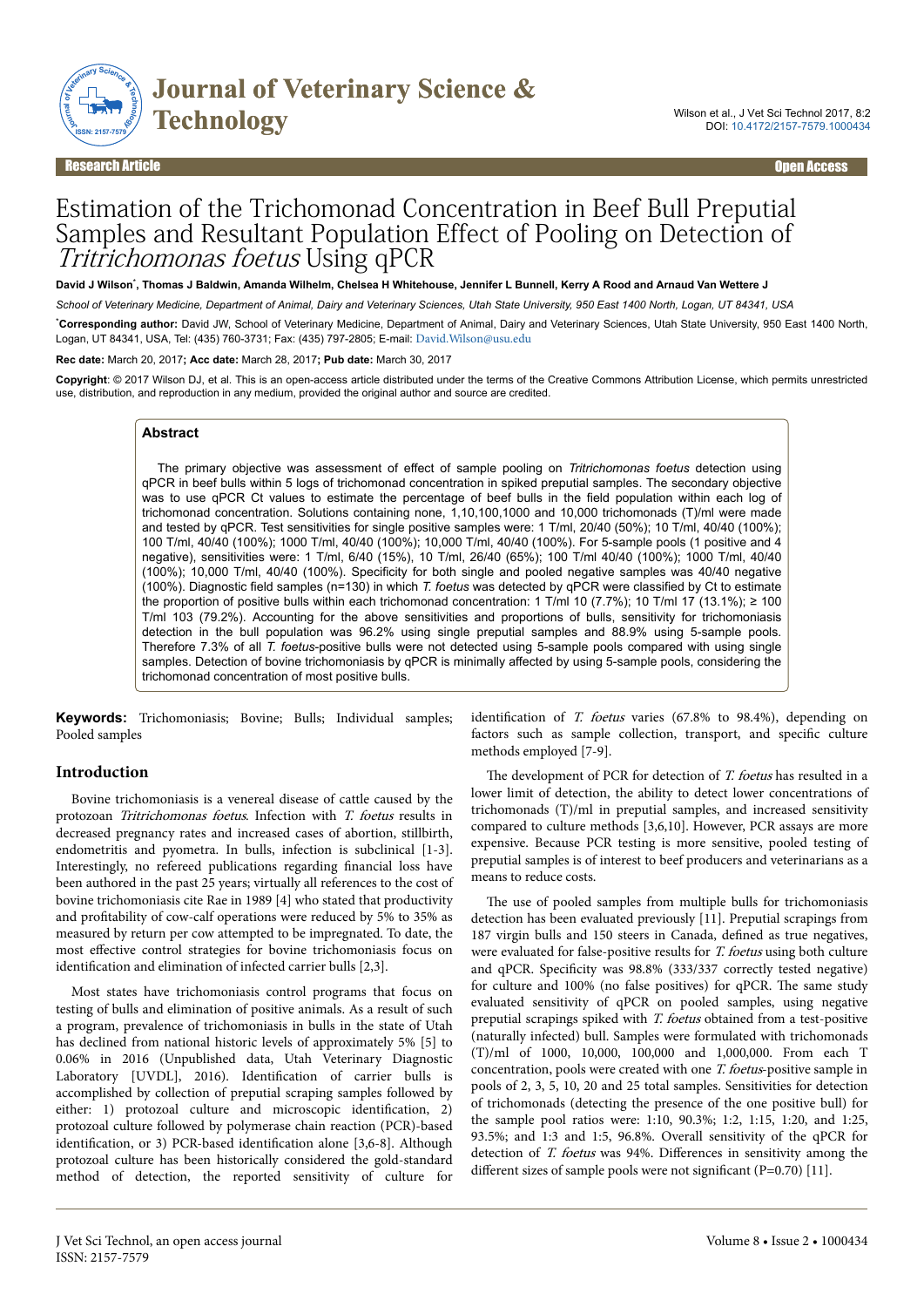# Estimation of the Trichomonad Concentration in Beef Bull Preputial Samples and Resultant Population Effect of Pooling on Detection of *Tritrichomonas foetus* Using qPCR

**David J Wilson\*, Thomas J Baldwin, Amanda Wilhelm, Chelsea H Whitehouse, Jennifer L Bunnell, Kerry A Rood and Arnaud Van Wettere J**

*School of Veterinary Medicine, Department of Animal, Dairy and Veterinary Sciences, Utah State University, 950 East 1400 North, Logan, UT 84341, USA*

\***Corresponding author:** David JW, School of Veterinary Medicine, Department of Animal, Dairy and Veterinary Sciences, Utah State University, 950 East 1400 North, Logan, UT 84341, USA, Tel: (435) 760-3731; Fax: (435) 797-2805; E-mail: David.Wilson@usu.edu

**Rec date:** March 20, 2017**; Acc date:** March 28, 2017**; Pub date:** March 30, 2017

**Copyright**: © 2017 Wilson DJ, et al. This is an open-access article distributed under the terms of the Creative Commons Attribution License, which permits unrestricted use, distribution, and reproduction in any medium, provided the original author and source are credited.

## Abstract

The primary objective was assessment of effect of sample pooling on *Tritrichomonas foetus* detection using qPCR in beef bulls within 5 logs of trichomonad concentration in spiked preputial samples. The secondary objective was to use qPCR Ct values to estimate the percentage of beef bulls in the field population within each log of trichomonad concentration. Solutions containing none, 1,10,100,1000 and 10,000 trichomonads (T)/ml were made and tested by qPCR. Test sensitivities for single positive samples were: 1 T/ml, 20/40 (50%); 10 T/ml, 40/40 (100%); 100 T/ml, 40/40 (100%); 1000 T/ml, 40/40 (100%); 10,000 T/ml, 40/40 (100%). For 5-sample pools (1 positive and 4 negative), sensitivities were: 1 T/ml, 6/40 (15%), 10 T/ml, 26/40 (65%); 100 T/ml 40/40 (100%); 1000 T/ml, 40/40 (100%); 10,000 T/ml, 40/40 (100%). Specificity for both single and pooled negative samples was 40/40 negative (100%). Diagnostic field samples (n=130) in which *T. foetus* was detected by qPCR were classified by Ct to estimate the proportion of positive bulls within each trichomonad concentration: 1 T/ml 10 (7.7%); 10 T/ml 17 (13.1%); ≥ 100 T/ml 103 (79.2%). Accounting for the above sensitivities and proportions of bulls, sensitivity for trichomoniasis detection in the bull population was 96.2% using single preputial samples and 88.9% using 5-sample pools. Therefore 7.3% of all *T. foetus*-positive bulls were not detected using 5-sample pools compared with using single samples. Detection of bovine trichomoniasis by qPCR is minimally affected by using 5-sample pools, considering the trichomonad concentration of most positive bulls.

**Keywords:** Trichomoniasis; Bovine; Bulls; Individual samples; Pooled samples

## Introduction

Bovine trichomoniasis is a venereal disease of cattle caused by the protozoan *Tritrichomonas foetus*. Infection with *T. foetus* results in decreased pregnancy rates and increased cases of abortion, stillbirth, endometritis and pyometra. In bulls, infection is subclinical [1-3]. Interestingly, no refereed publications regarding financial loss have been authored in the past 25 years; virtually all references to the cost of bovine trichomoniasis cite Rae in 1989 [4] who stated that productivity and profitability of cow-calf operations were reduced by 5% to 35% as measured by return per cow attempted to be impregnated. To date, the most effective control strategies for bovine trichomoniasis focus on identification and elimination of infected carrier bulls [2,3].

Most states have trichomoniasis control programs that focus on testing of bulls and elimination of positive animals. As a result of such a program, prevalence of trichomoniasis in bulls in the state of Utah has declined from national historic levels of approximately 5% [5] to 0.06% in 2016 (Unpublished data, Utah Veterinary Diagnostic Laboratory [UVDL], 2016). Identification of carrier bulls is accomplished by collection of preputial scraping samples followed by either: 1) protozoal culture and microscopic identification, 2) protozoal culture followed by polymerase chain reaction (PCR)-based identification, or 3) PCR-based identification alone [3,6-8]. Although protozoal culture has been historically considered the gold-standard method of detection, the reported sensitivity of culture for identification of *T. foetus* varies (67.8% to 98.4%), depending on factors such as sample collection, transport, and specific culture methods employed [7-9].

The development of PCR for detection of *T. foetus* has resulted in a lower limit of detection, the ability to detect lower concentrations of trichomonads (T)/ml in preputial samples, and increased sensitivity compared to culture methods [3,6,10]. However, PCR assays are more expensive. Because PCR testing is more sensitive, pooled testing of preputial samples is of interest to beef producers and veterinarians as a means to reduce costs.

The use of pooled samples from multiple bulls for trichomoniasis detection has been evaluated previously [11]. Preputial scrapings from 187 virgin bulls and 150 steers in Canada, defined as true negatives, were evaluated for false-positive results for *T. foetus* using both culture and qPCR. Specificity was 98.8% (333/337 correctly tested negative) for culture and 100% (no false positives) for qPCR. The same study evaluated sensitivity of qPCR on pooled samples, using negative preputial scrapings spiked with *T. foetus* obtained from a test-positive (naturally infected) bull. Samples were formulated with trichomonads (T)/ml of 1000, 10,000, 100,000 and 1,000,000. From each T concentration, pools were created with one *T. foetus*-positive sample in pools of 2, 3, 5, 10, 20 and 25 total samples. Sensitivities for detection of trichomonads (detecting the presence of the one positive bull) for the sample pool ratios were: 1:10, 90.3%; 1:2, 1:15, 1:20, and 1:25, 93.5%; and 1:3 and 1:5, 96.8%. Overall sensitivity of the qPCR for detection of *T. foetus* was 94%. Differences in sensitivity among the different sizes of sample pools were not significant (P=0.70) [11].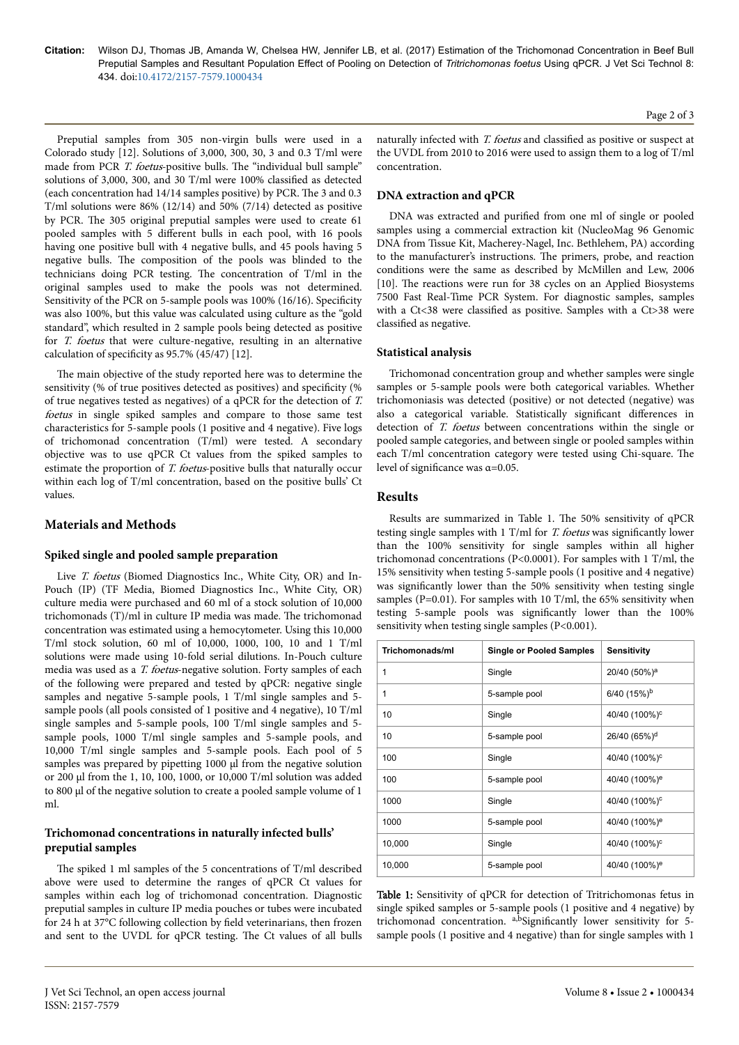Preputial samples from 305 non-virgin bulls were used in a Colorado study [12]. Solutions of 3,000, 300, 30, 3 and 0.3 T/ml were made from PCR *T. foetus*-positive bulls. The "individual bull sample" solutions of 3,000, 300, and 30 T/ml were 100% classified as detected (each concentration had 14/14 samples positive) by PCR. The 3 and 0.3 T/ml solutions were 86% (12/14) and 50% (7/14) detected as positive by PCR. The 305 original preputial samples were used to create 61 pooled samples with 5 different bulls in each pool, with 16 pools having one positive bull with 4 negative bulls, and 45 pools having 5 negative bulls. The composition of the pools was blinded to the technicians doing PCR testing. The concentration of T/ml in the original samples used to make the pools was not determined. Sensitivity of the PCR on 5-sample pools was 100% (16/16). Specificity was also 100%, but this value was calculated using culture as the "gold standard", which resulted in 2 sample pools being detected as positive for *T. foetus* that were culture-negative, resulting in an alternative calculation of specificity as 95.7% (45/47) [12].

The main objective of the study reported here was to determine the sensitivity (% of true positives detected as positives) and specificity (% of true negatives tested as negatives) of a qPCR for the detection of *T. foetus* in single spiked samples and compare to those same test characteristics for 5-sample pools (1 positive and 4 negative). Five logs of trichomonad concentration (T/ml) were tested. A secondary objective was to use qPCR Ct values from the spiked samples to estimate the proportion of *T. foetus*-positive bulls that naturally occur within each log of T/ml concentration, based on the positive bulls' Ct values.

## Materials and Methods

### Spiked single and pooled sample preparation

Live *T. foetus* (Biomed Diagnostics Inc., White City, OR) and In-Pouch (IP) (TF Media, Biomed Diagnostics Inc., White City, OR) culture media were purchased and 60 ml of a stock solution of 10,000 trichomonads (T)/ml in culture IP media was made. The trichomonad concentration was estimated using a hemocytometer. Using this 10,000 T/ml stock solution, 60 ml of 10,000, 1000, 100, 10 and 1 T/ml solutions were made using 10-fold serial dilutions. In-Pouch culture media was used as a *T. foetus*-negative solution. Forty samples of each of the following were prepared and tested by qPCR: negative single samples and negative 5-sample pools, 1 T/ml single samples and 5-sample pools (all pools consisted of 1 positive and 4 negative), 10 T/ml single samples and 5-sample pools, 100 T/ml single samples and 5-sample pools, 1000 T/ml single samples and 5-sample pools, and 10,000 T/ml single samples and 5-sample pools. Each pool of 5 samples was prepared by pipetting 1000 µl from the negative solution or 200 µl from the 1, 10, 100, 1000, or 10,000 T/ml solution was added to 800 µl of the negative solution to create a pooled sample volume of 1 ml.

### Trichomonad concentrations in naturally infected bulls' preputial samples

The spiked 1 ml samples of the 5 concentrations of T/ml described above were used to determine the ranges of qPCR Ct values for samples within each log of trichomonad concentration. Diagnostic preputial samples in culture IP media pouches or tubes were incubated for 24 h at 37°C following collection by field veterinarians, then frozen and sent to the UVDL for qPCR testing. The Ct values of all bulls naturally infected with *T. foetus* and classified as positive or suspect at the UVDL from 2010 to 2016 were used to assign them to a log of T/ml concentration.

### DNA extraction and qPCR

DNA was extracted and purified from one ml of single or pooled samples using a commercial extraction kit (NucleoMag 96 Genomic DNA from Tissue Kit, Macherey-Nagel, Inc. Bethlehem, PA) according to the manufacturer's instructions. The primers, probe, and reaction conditions were the same as described by McMillen and Lew, 2006 [10]. The reactions were run for 38 cycles on an Applied Biosystems 7500 Fast Real-Time PCR System. For diagnostic samples, samples with a Ct<38 were classified as positive. Samples with a Ct>38 were classified as negative.

### Statistical analysis

Trichomonad concentration group and whether samples were single samples or 5-sample pools were both categorical variables. Whether trichomoniasis was detected (positive) or not detected (negative) was also a categorical variable. Statistically significant differences in detection of *T. foetus* between concentrations within the single or pooled sample categories, and between single or pooled samples within each T/ml concentration category were tested using Chi-square. The level of significance was $\alpha=0.05$.

## Results

Results are summarized in Table 1. The 50% sensitivity of qPCR testing single samples with 1 T/ml for *T. foetus* was significantly lower than the 100% sensitivity for single samples within all higher trichomonad concentrations (P<0.0001). For samples with 1 T/ml, the 15% sensitivity when testing 5-sample pools (1 positive and 4 negative) was significantly lower than the 50% sensitivity when testing single samples (P=0.01). For samples with 10 T/ml, the 65% sensitivity when testing 5-sample pools was significantly lower than the 100% sensitivity when testing single samples (P<0.001).

| Trichomonads/ml | Single or Pooled Samples | Sensitivity |
|---|---|---|
| 1 | Single | 20/40 (50%)[a] |
| 1 | 5-sample pool | 6/40 (15%)[b] |
| 10 | Single | 40/40 (100%)[c] |
| 10 | 5-sample pool | 26/40 (65%)[d] |
| 100 | Single | 40/40 (100%)[c] |
| 100 | 5-sample pool | 40/40 (100%)[e] |
| 1000 | Single | 40/40 (100%)[c] |
| 1000 | 5-sample pool | 40/40 (100%)[e] |
| 10,000 | Single | 40/40 (100%)[c] |
| 10,000 | 5-sample pool | 40/40 (100%)[e] |

**Table 1:** Sensitivity of qPCR for detection of Tritrichomonas fetus in single spiked samples or 5-sample pools (1 positive and 4 negative) by trichomonad concentration. [a,b]Significantly lower sensitivity for 5-sample pools (1 positive and 4 negative) than for single samples with 1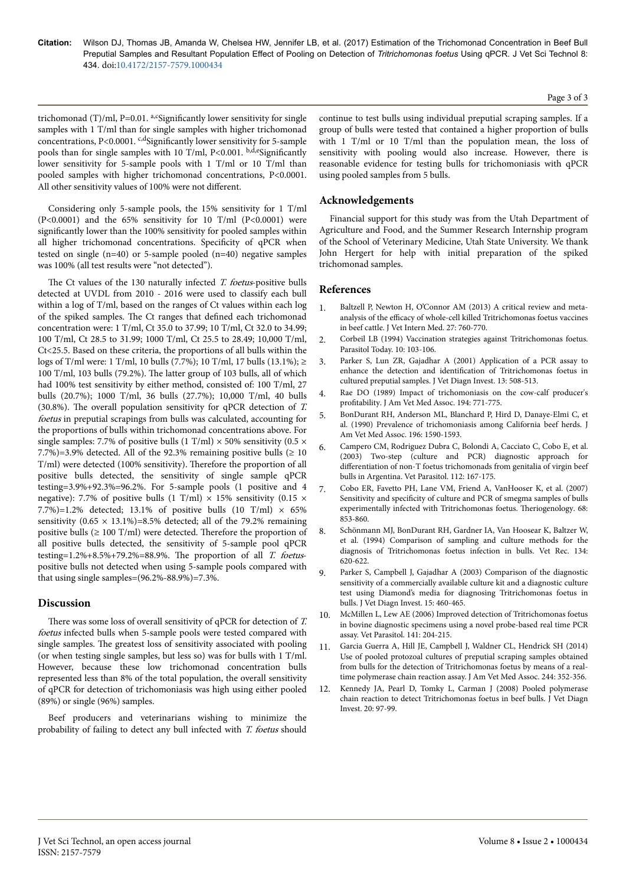trichomonad (T)/ml, P=0.01. [a,c]Significantly lower sensitivity for single samples with 1 T/ml than for single samples with higher trichomonad concentrations, P<0.0001. [c,d]Significantly lower sensitivity for 5-sample pools than for single samples with 10 T/ml, P<0.001. [b,d,e]Significantly lower sensitivity for 5-sample pools with 1 T/ml or 10 T/ml than pooled samples with higher trichomonad concentrations, P<0.0001. All other sensitivity values of 100% were not different.

Considering only 5-sample pools, the 15% sensitivity for 1 T/ml (P<0.0001) and the 65% sensitivity for 10 T/ml (P<0.0001) were significantly lower than the 100% sensitivity for pooled samples within all higher trichomonad concentrations. Specificity of qPCR when tested on single (n=40) or 5-sample pooled (n=40) negative samples was 100% (all test results were "not detected").

The Ct values of the 130 naturally infected *T. foetus*-positive bulls detected at UVDL from 2010 - 2016 were used to classify each bull within a log of T/ml, based on the ranges of Ct values within each log of the spiked samples. The Ct ranges that defined each trichomonad concentration were: 1 T/ml, Ct 35.0 to 37.99; 10 T/ml, Ct 32.0 to 34.99; 100 T/ml, Ct 28.5 to 31.99; 1000 T/ml, Ct 25.5 to 28.49; 10,000 T/ml, Ct<25.5. Based on these criteria, the proportions of all bulls within the logs of T/ml were: 1 T/ml, 10 bulls (7.7%); 10 T/ml, 17 bulls (13.1%); ≥ 100 T/ml, 103 bulls (79.2%). The latter group of 103 bulls, all of which had 100% test sensitivity by either method, consisted of: 100 T/ml, 27 bulls (20.7%); 1000 T/ml, 36 bulls (27.7%); 10,000 T/ml, 40 bulls (30.8%). The overall population sensitivity for qPCR detection of *T. foetus* in preputial scrapings from bulls was calculated, accounting for the proportions of bulls within trichomonad concentrations above. For single samples: 7.7% of positive bulls (1 T/ml) × 50% sensitivity (0.5 × 7.7%)=3.9% detected. All of the 92.3% remaining positive bulls (≥ 10 T/ml) were detected (100% sensitivity). Therefore the proportion of all positive bulls detected, the sensitivity of single sample qPCR testing=3.9%+92.3%=96.2%. For 5-sample pools (1 positive and 4 negative): 7.7% of positive bulls (1 T/ml) × 15% sensitivity (0.15 × 7.7%)=1.2% detected; 13.1% of positive bulls (10 T/ml) × 65% sensitivity (0.65 × 13.1%)=8.5% detected; all of the 79.2% remaining positive bulls (≥ 100 T/ml) were detected. Therefore the proportion of all positive bulls detected, the sensitivity of 5-sample pool qPCR testing=1.2%+8.5%+79.2%=88.9%. The proportion of all *T. foetus*-positive bulls not detected when using 5-sample pools compared with that using single samples=(96.2%-88.9%)=7.3%.

## Discussion

There was some loss of overall sensitivity of qPCR for detection of *T. foetus* infected bulls when 5-sample pools were tested compared with single samples. The greatest loss of sensitivity associated with pooling (or when testing single samples, but less so) was for bulls with 1 T/ml. However, because these low trichomonad concentration bulls represented less than 8% of the total population, the overall sensitivity of qPCR for detection of trichomoniasis was high using either pooled (89%) or single (96%) samples.

Beef producers and veterinarians wishing to minimize the probability of failing to detect any bull infected with *T. foetus* should continue to test bulls using individual preputial scraping samples. If a group of bulls were tested that contained a higher proportion of bulls with 1 T/ml or 10 T/ml than the population mean, the loss of sensitivity with pooling would also increase. However, there is reasonable evidence for testing bulls for trichomoniasis with qPCR using pooled samples from 5 bulls.

## Acknowledgements

Financial support for this study was from the Utah Department of Agriculture and Food, and the Summer Research Internship program of the School of Veterinary Medicine, Utah State University. We thank John Hergert for help with initial preparation of the spiked trichomonad samples.

## References

1. Baltzell P, Newton H, O'Connor AM (2013) A critical review and meta-analysis of the efficacy of whole-cell killed Tritrichomonas foetus vaccines in beef cattle. J Vet Intern Med. 27: 760-770.
2. Corbeil LB (1994) Vaccination strategies against Tritrichomonas foetus. Parasitol Today. 10: 103-106.
3. Parker S, Lun ZR, Gajadhar A (2001) Application of a PCR assay to enhance the detection and identification of Tritrichomonas foetus in cultured preputial samples. J Vet Diagn Invest. 13: 508-513.
4. Rae DO (1989) Impact of trichomoniasis on the cow-calf producer's profitability. J Am Vet Med Assoc. 194: 771-775.
5. BonDurant RH, Anderson ML, Blanchard P, Hird D, Danaye-Elmi C, et al. (1990) Prevalence of trichomoniasis among California beef herds. J Am Vet Med Assoc. 196: 1590-1593.
6. Campero CM, Rodriguez Dubra C, Bolondi A, Cacciato C, Cobo E, et al. (2003) Two-step (culture and PCR) diagnostic approach for differentiation of non-T foetus trichomonads from genitalia of virgin beef bulls in Argentina. Vet Parasitol. 112: 167-175.
7. Cobo ER, Favetto PH, Lane VM, Friend A, VanHooser K, et al. (2007) Sensitivity and specificity of culture and PCR of smegma samples of bulls experimentally infected with Tritrichomonas foetus. Theriogenology. 68: 853-860.
8. Schönmann MJ, BonDurant RH, Gardner IA, Van Hoosear K, Baltzer W, et al. (1994) Comparison of sampling and culture methods for the diagnosis of Tritrichomonas foetus infection in bulls. Vet Rec. 134: 620-622.
9. Parker S, Campbell J, Gajadhar A (2003) Comparison of the diagnostic sensitivity of a commercially available culture kit and a diagnostic culture test using Diamond's media for diagnosing Tritrichomonas foetus in bulls. J Vet Diagn Invest. 15: 460-465.
10. McMillen L, Lew AE (2006) Improved detection of Tritrichomonas foetus in bovine diagnostic specimens using a novel probe-based real time PCR assay. Vet Parasitol. 141: 204-215.
11. Garcia Guerra A, Hill JE, Campbell J, Waldner CL, Hendrick SH (2014) Use of pooled protozoal cultures of preputial scraping samples obtained from bulls for the detection of Tritrichomonas foetus by means of a real-time polymerase chain reaction assay. J Am Vet Med Assoc. 244: 352-356.
12. Kennedy JA, Pearl D, Tomky L, Carman J (2008) Pooled polymerase chain reaction to detect Tritrichomonas foetus in beef bulls. J Vet Diagn Invest. 20: 97-99.